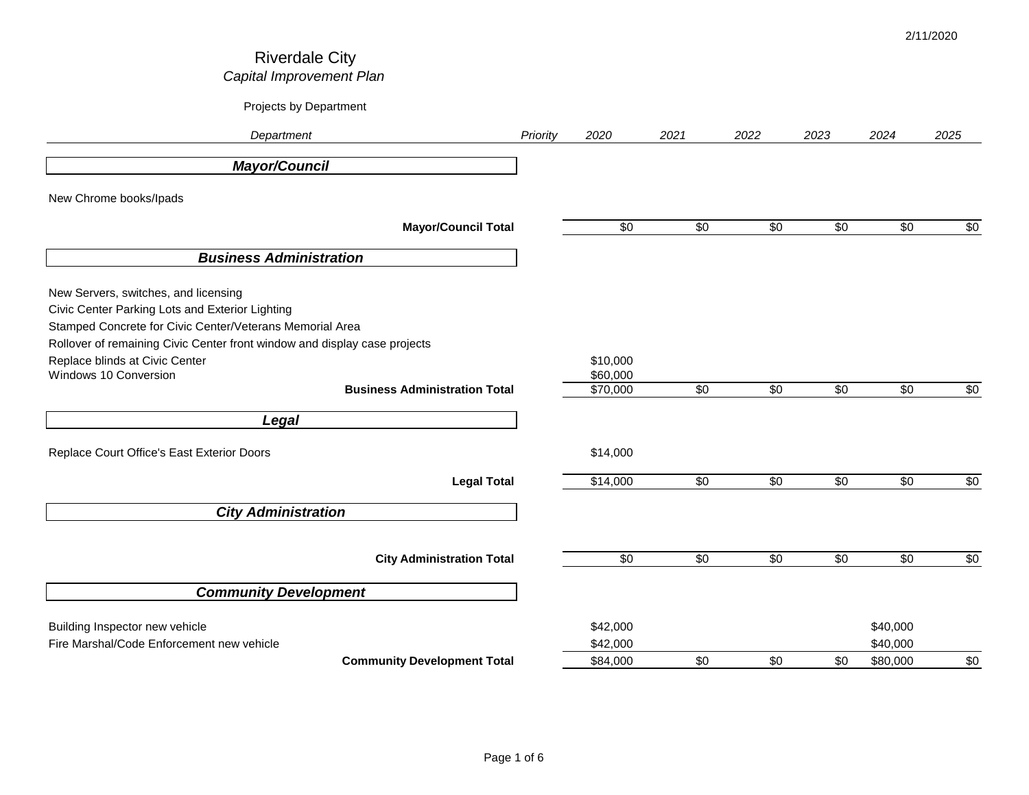2/11/2020

# Riverdale City

*Capital Improvement Plan*

Projects by Department

| *Department* | *Priority* | *2020* | *2021* | *2022* | *2023* | *2024* | *2025* |
|---|---|---|---|---|---|---|---|
| ***Mayor/Council*** | | | | | | | |
| New Chrome books/Ipads | | | | | | | |
| **Mayor/Council Total** | | $0 | $0 | $0 | $0 | $0 | $0 |
| ***Business Administration*** | | | | | | | |
| New Servers, switches, and licensing | | | | | | | |
| Civic Center Parking Lots and Exterior Lighting | | | | | | | |
| Stamped Concrete for Civic Center/Veterans Memorial Area | | | | | | | |
| Rollover of remaining Civic Center front window and display case projects | | | | | | | |
| Replace blinds at Civic Center | | $10,000 | | | | | |
| Windows 10 Conversion | | $60,000 | | | | | |
| **Business Administration Total** | | $70,000 | $0 | $0 | $0 | $0 | $0 |
| ***Legal*** | | | | | | | |
| Replace Court Office's East Exterior Doors | | $14,000 | | | | | |
| **Legal Total** | | $14,000 | $0 | $0 | $0 | $0 | $0 |
| ***City Administration*** | | | | | | | |
| **City Administration Total** | | $0 | $0 | $0 | $0 | $0 | $0 |
| ***Community Development*** | | | | | | | |
| Building Inspector new vehicle | | $42,000 | | | | $40,000 | |
| Fire Marshal/Code Enforcement new vehicle | | $42,000 | | | | $40,000 | |
| **Community Development Total** | | $84,000 | $0 | $0 | $0 | $80,000 | $0 |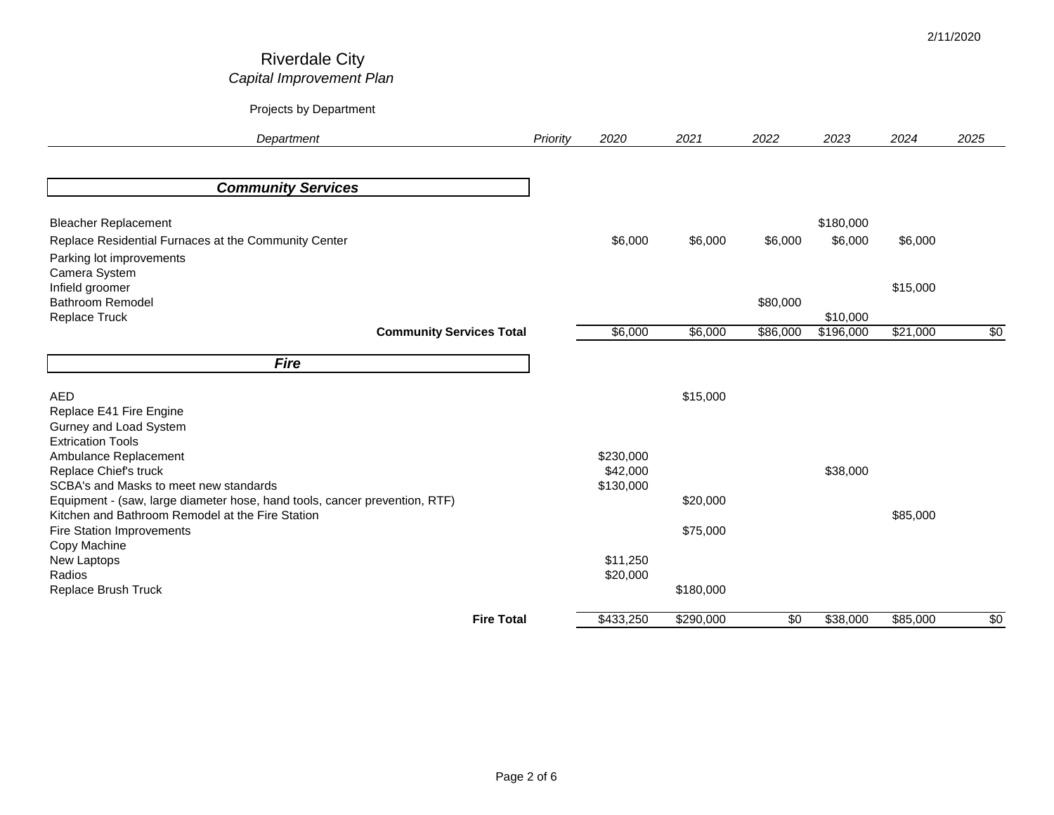# Riverdale City

*Capital Improvement Plan*

Projects by Department

| *Department* | *Priority* | *2020* | *2021* | *2022* | *2023* | *2024* | *2025* |
|---|---|---|---|---|---|---|---|
| ***Community Services*** | | | | | | | |
| Bleacher Replacement | | | | | $180,000 | | |
| Replace Residential Furnaces at the Community Center | | $6,000 | $6,000 | $6,000 | $6,000 | $6,000 | |
| Parking lot improvements | | | | | | | |
| Camera System | | | | | | | |
| Infield groomer | | | | | | $15,000 | |
| Bathroom Remodel | | | | $80,000 | | | |
| Replace Truck | | | | | $10,000 | | |
| **Community Services Total** | | $6,000 | $6,000 | $86,000 | $196,000 | $21,000 | $0 |
| ***Fire*** | | | | | | | |
| AED | | | $15,000 | | | | |
| Replace E41 Fire Engine | | | | | | | |
| Gurney and Load System | | | | | | | |
| Extrication Tools | | | | | | | |
| Ambulance Replacement | | $230,000 | | | | | |
| Replace Chief's truck | | $42,000 | | | $38,000 | | |
| SCBA's and Masks to meet new standards | | $130,000 | | | | | |
| Equipment - (saw, large diameter hose, hand tools, cancer prevention, RTF) | | | $20,000 | | | | |
| Kitchen and Bathroom Remodel at the Fire Station | | | | | | $85,000 | |
| Fire Station Improvements | | | $75,000 | | | | |
| Copy Machine | | | | | | | |
| New Laptops | | $11,250 | | | | | |
| Radios | | $20,000 | | | | | |
| Replace Brush Truck | | | $180,000 | | | | |
| **Fire Total** | | $433,250 | $290,000 | $0 | $38,000 | $85,000 | $0 |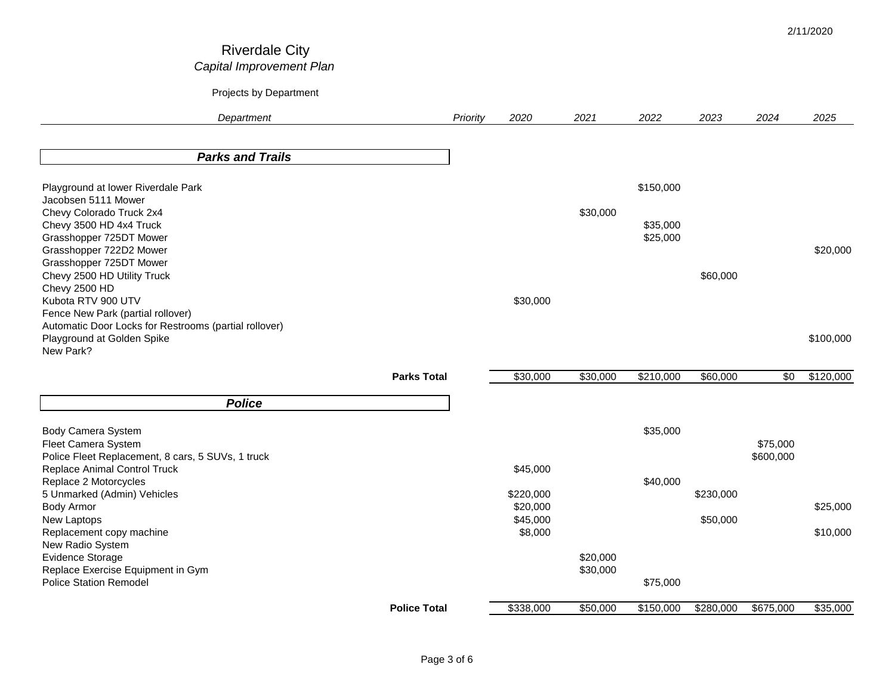2/11/2020

# Riverdale City

## *Capital Improvement Plan*

Projects by Department

| *Department* | *Priority* | *2020* | *2021* | *2022* | *2023* | *2024* | *2025* |
|---|---|---|---|---|---|---|---|
| ***Parks and Trails*** | | | | | | | |
| Playground at lower Riverdale Park | | | | $150,000 | | | |
| Jacobsen 5111 Mower | | | | | | | |
| Chevy Colorado Truck 2x4 | | | $30,000 | | | | |
| Chevy 3500 HD 4x4 Truck | | | | $35,000 | | | |
| Grasshopper 725DT Mower | | | | $25,000 | | | |
| Grasshopper 722D2 Mower | | | | | | | $20,000 |
| Grasshopper 725DT Mower | | | | | | | |
| Chevy 2500 HD Utility Truck | | | | | $60,000 | | |
| Chevy 2500 HD | | | | | | | |
| Kubota RTV 900 UTV | | $30,000 | | | | | |
| Fence New Park (partial rollover) | | | | | | | |
| Automatic Door Locks for Restrooms (partial rollover) | | | | | | | |
| Playground at Golden Spike | | | | | | | $100,000 |
| New Park? | | | | | | | |
| **Parks Total** | | $30,000 | $30,000 | $210,000 | $60,000 | $0 | $120,000 |
| ***Police*** | | | | | | | |
| Body Camera System | | | | $35,000 | | | |
| Fleet Camera System | | | | | | $75,000 | |
| Police Fleet Replacement, 8 cars, 5 SUVs, 1 truck | | | | | | $600,000 | |
| Replace Animal Control Truck | | $45,000 | | | | | |
| Replace 2 Motorcycles | | | | $40,000 | | | |
| 5 Unmarked (Admin) Vehicles | | $220,000 | | | $230,000 | | |
| Body Armor | | $20,000 | | | | | $25,000 |
| New Laptops | | $45,000 | | | $50,000 | | |
| Replacement copy machine | | $8,000 | | | | | $10,000 |
| New Radio System | | | | | | | |
| Evidence Storage | | | $20,000 | | | | |
| Replace Exercise Equipment in Gym | | | $30,000 | | | | |
| Police Station Remodel | | | | $75,000 | | | |
| **Police Total** | | $338,000 | $50,000 | $150,000 | $280,000 | $675,000 | $35,000 |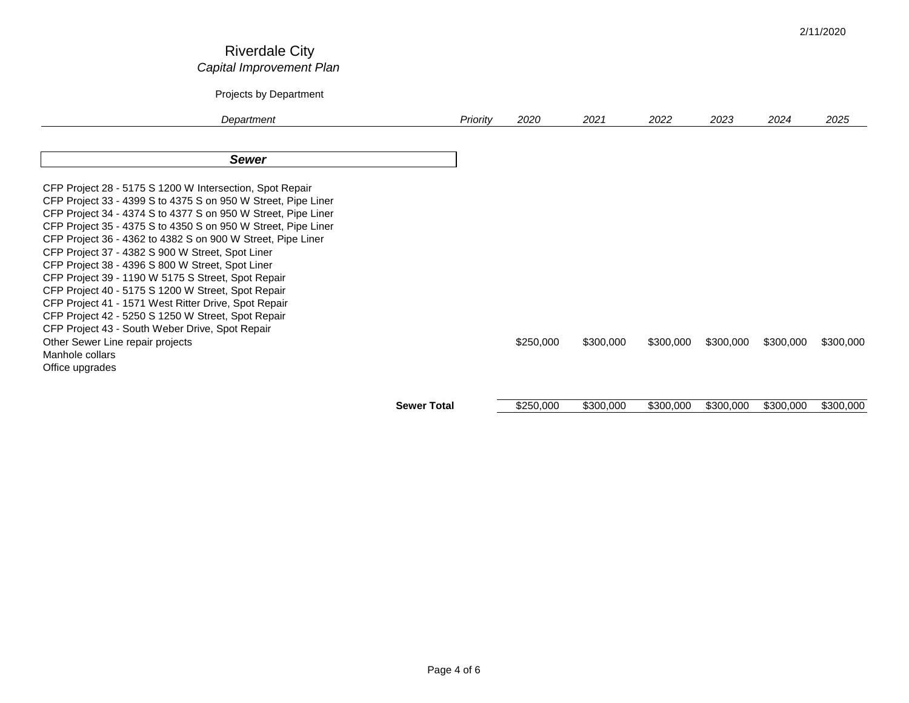2/11/2020

# Riverdale City

*Capital Improvement Plan*

Projects by Department

| *Department* | *Priority* | *2020* | *2021* | *2022* | *2023* | *2024* | *2025* |
|---|---|---|---|---|---|---|---|
| ***Sewer*** | | | | | | | |
| CFP Project 28 - 5175 S 1200 W Intersection, Spot Repair | | | | | | | |
| CFP Project 33 - 4399 S to 4375 S on 950 W Street, Pipe Liner | | | | | | | |
| CFP Project 34 - 4374 S to 4377 S on 950 W Street, Pipe Liner | | | | | | | |
| CFP Project 35 - 4375 S to 4350 S on 950 W Street, Pipe Liner | | | | | | | |
| CFP Project 36 - 4362 to 4382 S on 900 W Street, Pipe Liner | | | | | | | |
| CFP Project 37 - 4382 S 900 W Street, Spot Liner | | | | | | | |
| CFP Project 38 - 4396 S 800 W Street, Spot Liner | | | | | | | |
| CFP Project 39 - 1190 W 5175 S Street, Spot Repair | | | | | | | |
| CFP Project 40 - 5175 S 1200 W Street, Spot Repair | | | | | | | |
| CFP Project 41 - 1571 West Ritter Drive, Spot Repair | | | | | | | |
| CFP Project 42 - 5250 S 1250 W Street, Spot Repair | | | | | | | |
| CFP Project 43 - South Weber Drive, Spot Repair | | | | | | | |
| Other Sewer Line repair projects | | $250,000 | $300,000 | $300,000 | $300,000 | $300,000 | $300,000 |
| Manhole collars | | | | | | | |
| Office upgrades | | | | | | | |
| **Sewer Total** | | $250,000 | $300,000 | $300,000 | $300,000 | $300,000 | $300,000 |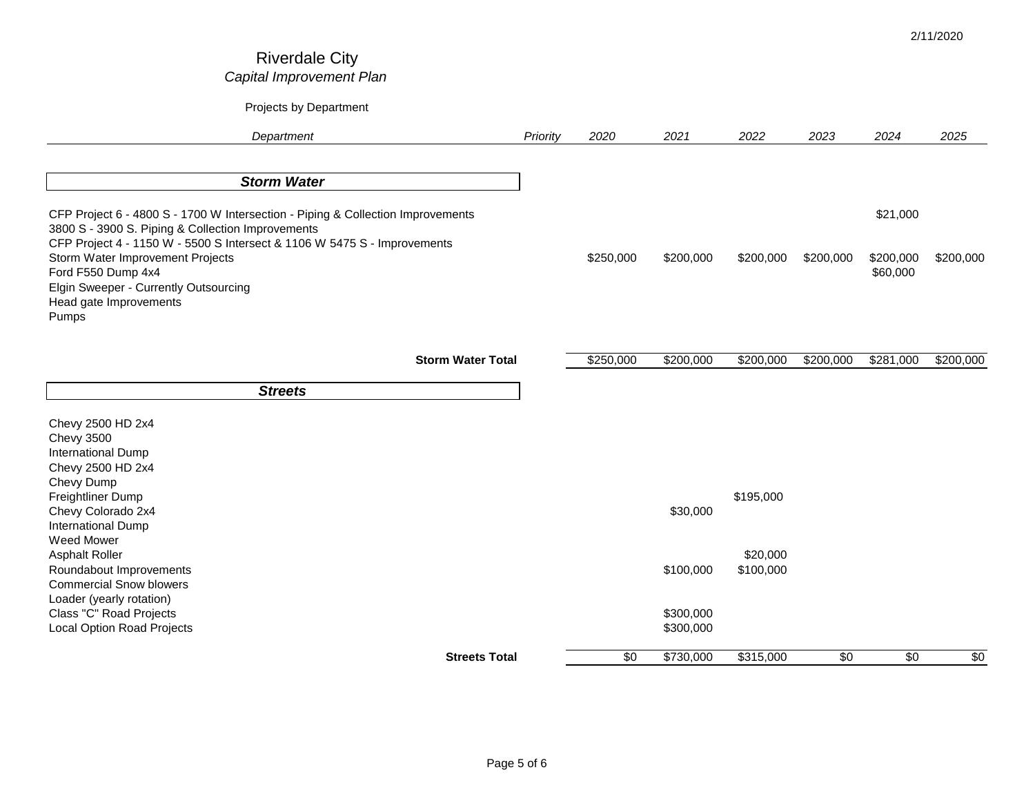2/11/2020

# Riverdale City

*Capital Improvement Plan*

Projects by Department

| *Department* | *Priority* | *2020* | *2021* | *2022* | *2023* | *2024* | *2025* |
|---|---|---|---|---|---|---|---|
| ***Storm Water*** | | | | | | | |
| CFP Project 6 - 4800 S - 1700 W Intersection - Piping & Collection Improvements | | | | | | $21,000 | |
| 3800 S - 3900 S. Piping & Collection Improvements | | | | | | | |
| CFP Project 4 - 1150 W - 5500 S Intersect & 1106 W 5475 S - Improvements | | | | | | | |
| Storm Water Improvement Projects | | $250,000 | $200,000 | $200,000 | $200,000 | $200,000 | $200,000 |
| Ford F550 Dump 4x4 | | | | | | $60,000 | |
| Elgin Sweeper - Currently Outsourcing | | | | | | | |
| Head gate Improvements | | | | | | | |
| Pumps | | | | | | | |
| **Storm Water Total** | | $250,000 | $200,000 | $200,000 | $200,000 | $281,000 | $200,000 |
| ***Streets*** | | | | | | | |
| Chevy 2500 HD 2x4 | | | | | | | |
| Chevy 3500 | | | | | | | |
| International Dump | | | | | | | |
| Chevy 2500 HD 2x4 | | | | | | | |
| Chevy Dump | | | | | | | |
| Freightliner Dump | | | | $195,000 | | | |
| Chevy Colorado 2x4 | | | $30,000 | | | | |
| International Dump | | | | | | | |
| Weed Mower | | | | | | | |
| Asphalt Roller | | | | $20,000 | | | |
| Roundabout Improvements | | | $100,000 | $100,000 | | | |
| Commercial Snow blowers | | | | | | | |
| Loader (yearly rotation) | | | | | | | |
| Class "C" Road Projects | | | $300,000 | | | | |
| Local Option Road Projects | | | $300,000 | | | | |
| **Streets Total** | | $0 | $730,000 | $315,000 | $0 | $0 | $0 |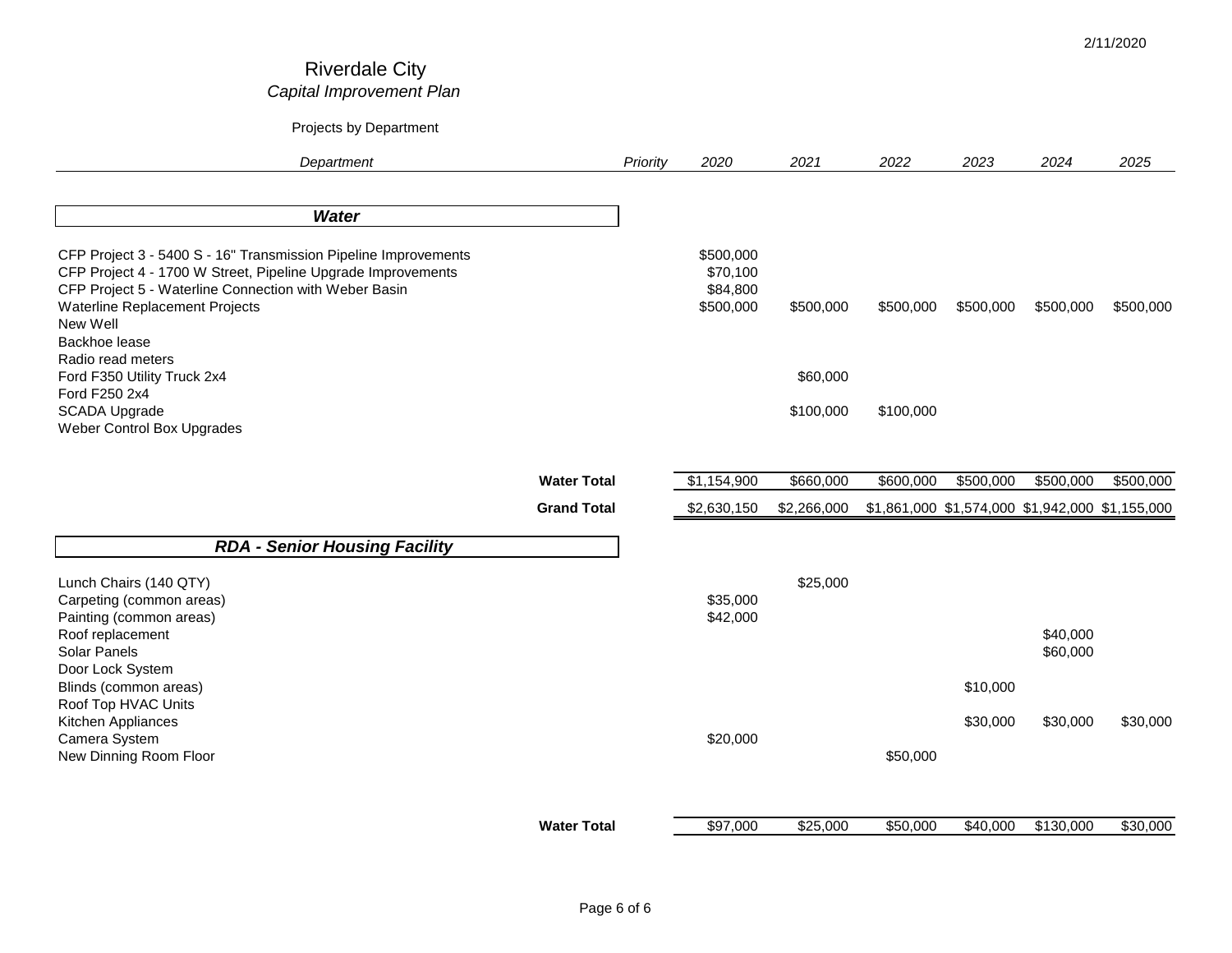2/11/2020

# Riverdale City

*Capital Improvement Plan*

Projects by Department

| *Department* | *Priority* | *2020* | *2021* | *2022* | *2023* | *2024* | *2025* |
|---|---|---|---|---|---|---|---|
| ***Water*** | | | | | | | |
| CFP Project 3 - 5400 S - 16" Transmission Pipeline Improvements | | $500,000 | | | | | |
| CFP Project 4 - 1700 W Street, Pipeline Upgrade Improvements | | $70,100 | | | | | |
| CFP Project 5 - Waterline Connection with Weber Basin | | $84,800 | | | | | |
| Waterline Replacement Projects | | $500,000 | $500,000 | $500,000 | $500,000 | $500,000 | $500,000 |
| New Well | | | | | | | |
| Backhoe lease | | | | | | | |
| Radio read meters | | | | | | | |
| Ford F350 Utility Truck 2x4 | | | $60,000 | | | | |
| Ford F250 2x4 | | | | | | | |
| SCADA Upgrade | | | $100,000 | $100,000 | | | |
| Weber Control Box Upgrades | | | | | | | |
| **Water Total** | | $1,154,900 | $660,000 | $600,000 | $500,000 | $500,000 | $500,000 |
| **Grand Total** | | $2,630,150 | $2,266,000 | $1,861,000 | $1,574,000 | $1,942,000 | $1,155,000 |
| ***RDA - Senior Housing Facility*** | | | | | | | |
| Lunch Chairs (140 QTY) | | | $25,000 | | | | |
| Carpeting (common areas) | | $35,000 | | | | | |
| Painting (common areas) | | $42,000 | | | | | |
| Roof replacement | | | | | | $40,000 | |
| Solar Panels | | | | | | $60,000 | |
| Door Lock System | | | | | | | |
| Blinds (common areas) | | | | | $10,000 | | |
| Roof Top HVAC Units | | | | | | | |
| Kitchen Appliances | | | | | $30,000 | $30,000 | $30,000 |
| Camera System | | $20,000 | | | | | |
| New Dinning Room Floor | | | | $50,000 | | | |
| **Water Total** | | $97,000 | $25,000 | $50,000 | $40,000 | $130,000 | $30,000 |